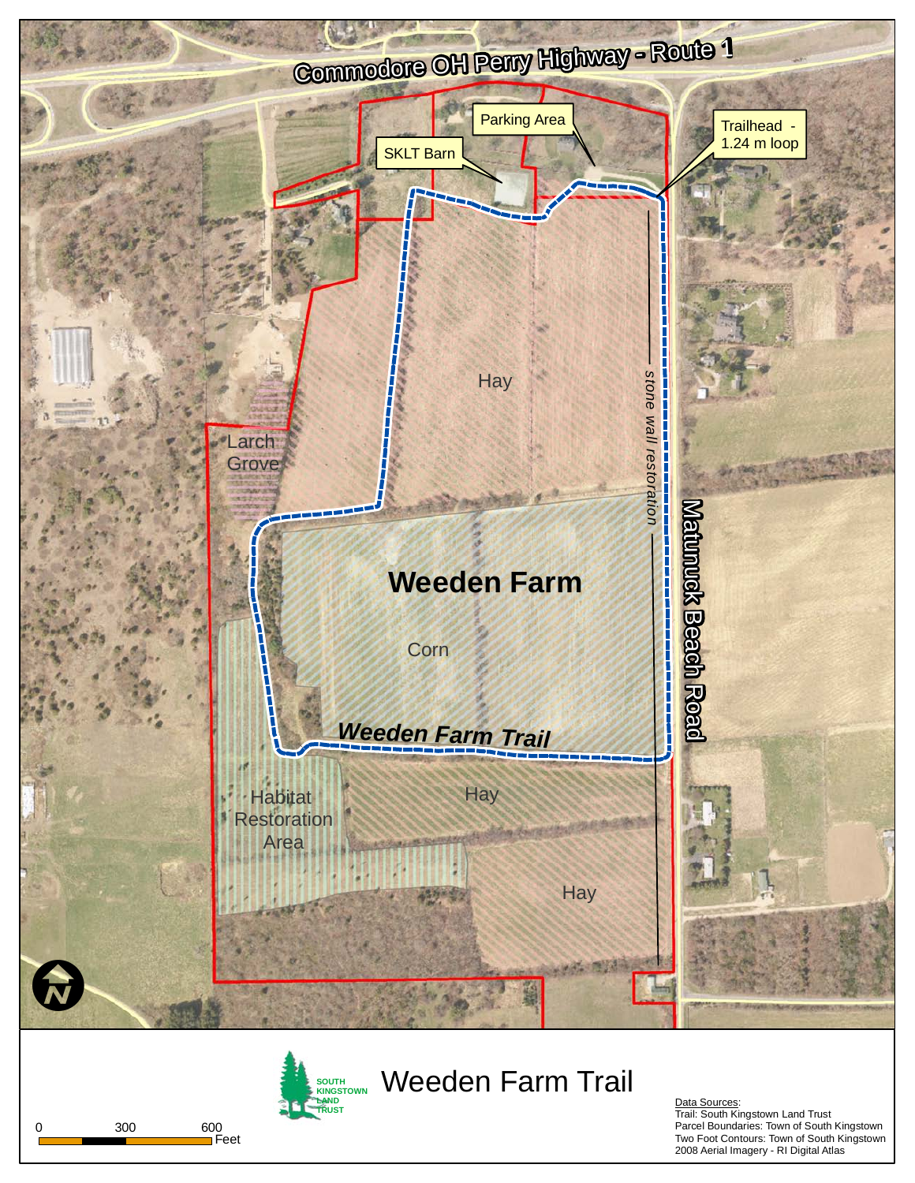Commodore OH Perry Highway - Route 1

Parking Area

SKLT Barn

Trailhead - 1.24 m loop

Hay

stone wall restoration

Larch Grove

Matunuck Beach Road

**Weeden Farm**

Corn

***Weeden Farm Trail***

Habitat Restoration Area

Hay

Hay

0 300 600 Feet

SOUTH KINGSTOWN LAND TRUST

# Weeden Farm Trail

Data Sources:
Trail: South Kingstown Land Trust
Parcel Boundaries: Town of South Kingstown
Two Foot Contours: Town of South Kingstown
2008 Aerial Imagery - RI Digital Atlas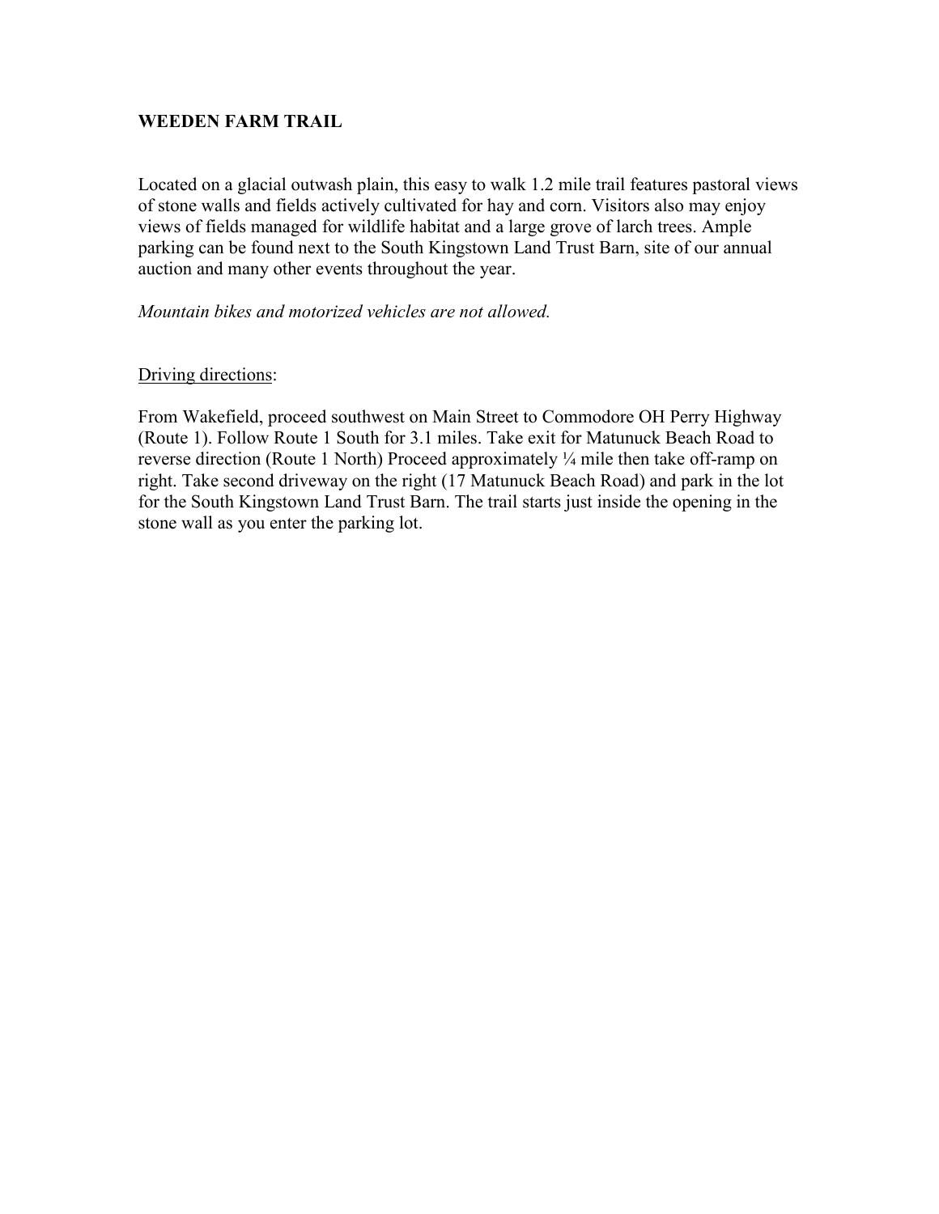## WEEDEN FARM TRAIL

Located on a glacial outwash plain, this easy to walk 1.2 mile trail features pastoral views of stone walls and fields actively cultivated for hay and corn. Visitors also may enjoy views of fields managed for wildlife habitat and a large grove of larch trees. Ample parking can be found next to the South Kingstown Land Trust Barn, site of our annual auction and many other events throughout the year.

*Mountain bikes and motorized vehicles are not allowed.*

<u>Driving directions</u>:

From Wakefield, proceed southwest on Main Street to Commodore OH Perry Highway (Route 1). Follow Route 1 South for 3.1 miles. Take exit for Matunuck Beach Road to reverse direction (Route 1 North) Proceed approximately ¼ mile then take off-ramp on right. Take second driveway on the right (17 Matunuck Beach Road) and park in the lot for the South Kingstown Land Trust Barn. The trail starts just inside the opening in the stone wall as you enter the parking lot.